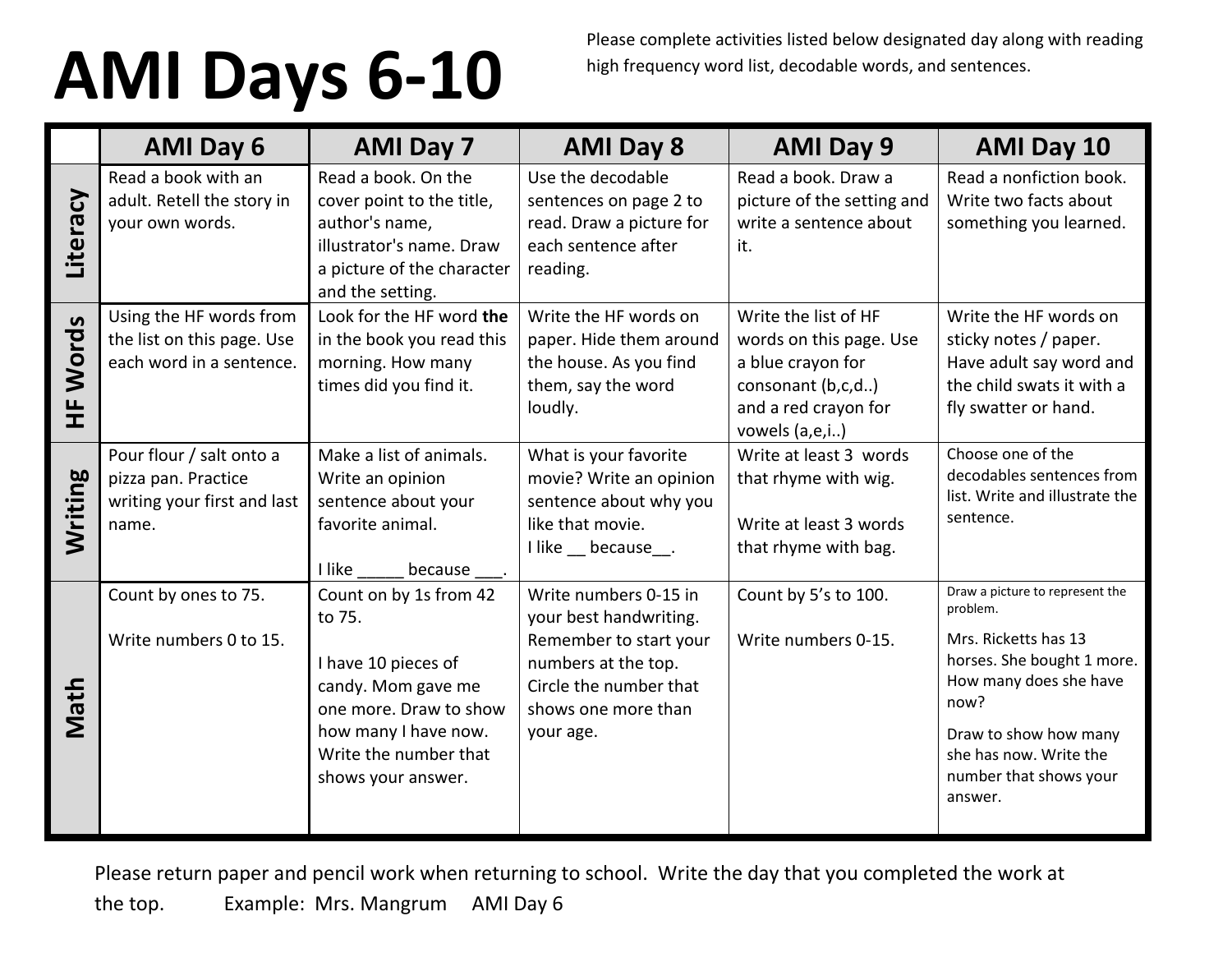# AMI Days 6-10

Please complete activities listed below designated day along with reading high frequency word list, decodable words, and sentences.

| | AMI Day 6 | AMI Day 7 | AMI Day 8 | AMI Day 9 | AMI Day 10 |
|---|---|---|---|---|---|
| **Literacy** | Read a book with an adult. Retell the story in your own words. | Read a book. On the cover point to the title, author's name, illustrator's name. Draw a picture of the character and the setting. | Use the decodable sentences on page 2 to read. Draw a picture for each sentence after reading. | Read a book. Draw a picture of the setting and write a sentence about it. | Read a nonfiction book. Write two facts about something you learned. |
| **HF Words** | Using the HF words from the list on this page. Use each word in a sentence. | Look for the HF word **the** in the book you read this morning. How many times did you find it. | Write the HF words on paper. Hide them around the house. As you find them, say the word loudly. | Write the list of HF words on this page. Use a blue crayon for consonant (b,c,d..) and a red crayon for vowels (a,e,i..) | Write the HF words on sticky notes / paper. Have adult say word and the child swats it with a fly swatter or hand. |
| **Writing** | Pour flour / salt onto a pizza pan. Practice writing your first and last name. | Make a list of animals. Write an opinion sentence about your favorite animal.<br><br>I like _____ because ___. | What is your favorite movie? Write an opinion sentence about why you like that movie.<br>I like __ because__. | Write at least 3 words that rhyme with wig.<br><br>Write at least 3 words that rhyme with bag. | Choose one of the decodables sentences from list. Write and illustrate the sentence. |
| **Math** | Count by ones to 75.<br><br>Write numbers 0 to 15. | Count on by 1s from 42 to 75.<br><br>I have 10 pieces of candy. Mom gave me one more. Draw to show how many I have now. Write the number that shows your answer. | Write numbers 0-15 in your best handwriting. Remember to start your numbers at the top. Circle the number that shows one more than your age. | Count by 5's to 100.<br><br>Write numbers 0-15. | Draw a picture to represent the problem.<br><br>Mrs. Ricketts has 13 horses. She bought 1 more. How many does she have now?<br><br>Draw to show how many she has now. Write the number that shows your answer. |

Please return paper and pencil work when returning to school. Write the day that you completed the work at the top. Example: Mrs. Mangrum AMI Day 6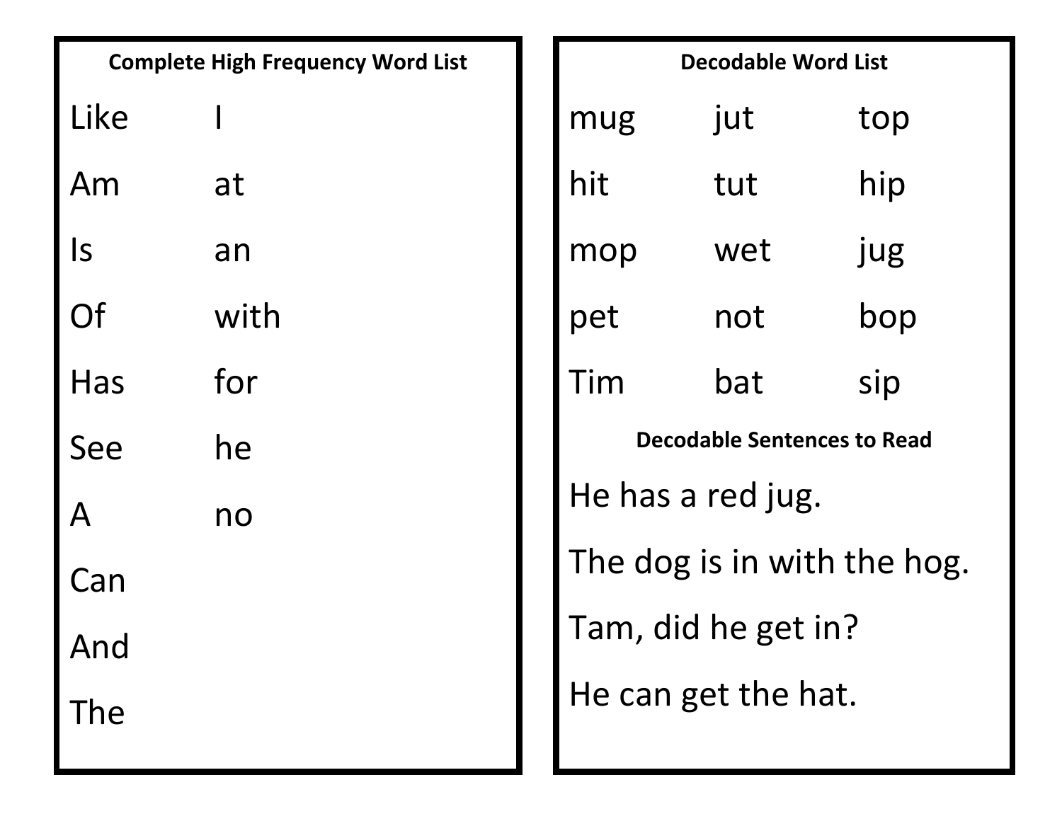**Complete High Frequency Word List**

| | |
|---|---|
| Like | I |
| Am | at |
| Is | an |
| Of | with |
| Has | for |
| See | he |
| A | no |
| Can | |
| And | |
| The | |

**Decodable Word List**

| | | |
|---|---|---|
| mug | jut | top |
| hit | tut | hip |
| mop | wet | jug |
| pet | not | bop |
| Tim | bat | sip |

**Decodable Sentences to Read**

He has a red jug.

The dog is in with the hog.

Tam, did he get in?

He can get the hat.